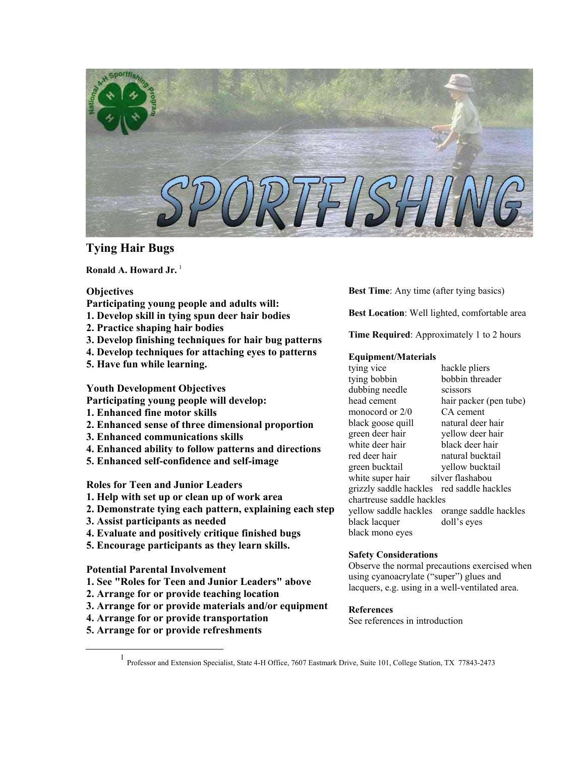# Tying Hair Bugs

**Ronald A. Howard Jr.** [1]

### Objectives

**Participating young people and adults will:**

**1. Develop skill in tying spun deer hair bodies**
**2. Practice shaping hair bodies**
**3. Develop finishing techniques for hair bug patterns**
**4. Develop techniques for attaching eyes to patterns**
**5. Have fun while learning.**

### Youth Development Objectives

**Participating young people will develop:**

**1. Enhanced fine motor skills**
**2. Enhanced sense of three dimensional proportion**
**3. Enhanced communications skills**
**4. Enhanced ability to follow patterns and directions**
**5. Enhanced self-confidence and self-image**

### Roles for Teen and Junior Leaders

**1. Help with set up or clean up of work area**
**2. Demonstrate tying each pattern, explaining each step**
**3. Assist participants as needed**
**4. Evaluate and positively critique finished bugs**
**5. Encourage participants as they learn skills.**

### Potential Parental Involvement

**1. See "Roles for Teen and Junior Leaders" above**
**2. Arrange for or provide teaching location**
**3. Arrange for or provide materials and/or equipment**
**4. Arrange for or provide transportation**
**5. Arrange for or provide refreshments**

**Best Time**: Any time (after tying basics)

**Best Location**: Well lighted, comfortable area

**Time Required**: Approximately 1 to 2 hours

### Equipment/Materials

| | |
|---|---|
| tying vice | hackle pliers |
| tying bobbin | bobbin threader |
| dubbing needle | scissors |
| head cement | hair packer (pen tube) |
| monocord or 2/0 | CA cement |
| black goose quill | natural deer hair |
| green deer hair | yellow deer hair |
| white deer hair | black deer hair |
| red deer hair | natural bucktail |
| green bucktail | yellow bucktail |
| white super hair | silver flashabou |
| grizzly saddle hackles | red saddle hackles |
| chartreuse saddle hackles | |
| yellow saddle hackles | orange saddle hackles |
| black lacquer | doll's eyes |
| black mono eyes | |

### Safety Considerations

Observe the normal precautions exercised when using cyanoacrylate ("super") glues and lacquers, e.g. using in a well-ventilated area.

### References

See references in introduction

---

[1] Professor and Extension Specialist, State 4-H Office, 7607 Eastmark Drive, Suite 101, College Station, TX 77843-2473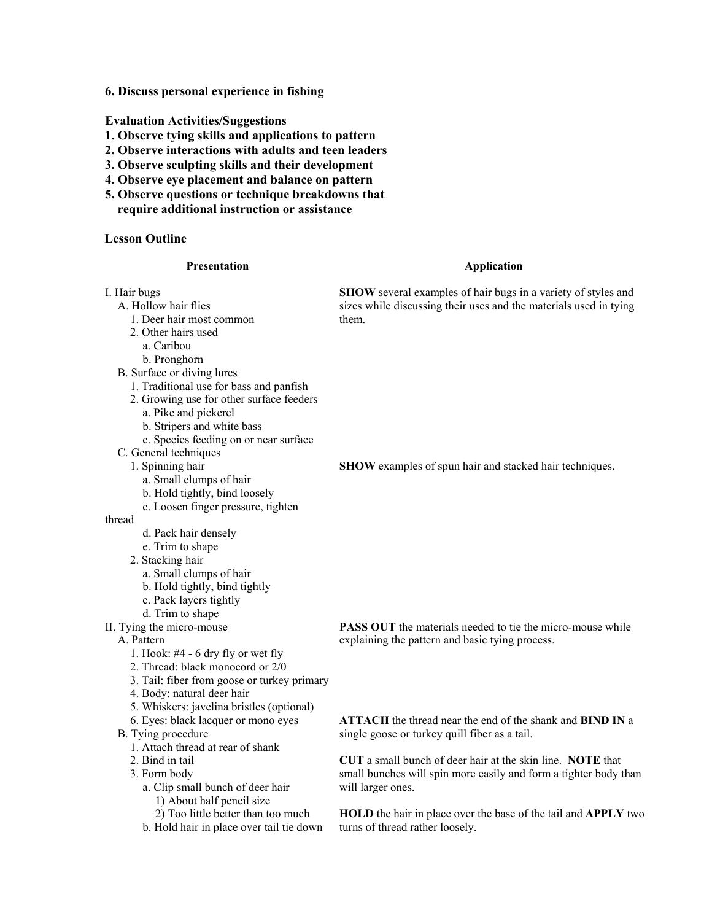**6. Discuss personal experience in fishing**

**Evaluation Activities/Suggestions**

**1. Observe tying skills and applications to pattern**
**2. Observe interactions with adults and teen leaders**
**3. Observe sculpting skills and their development**
**4. Observe eye placement and balance on pattern**
**5. Observe questions or technique breakdowns that require additional instruction or assistance**

**Lesson Outline**

| **Presentation** | **Application** |
|---|---|
| I. Hair bugs<br>A. Hollow hair flies<br>1. Deer hair most common<br>2. Other hairs used<br>a. Caribou<br>b. Pronghorn<br>B. Surface or diving lures<br>1. Traditional use for bass and panfish<br>2. Growing use for other surface feeders<br>a. Pike and pickerel<br>b. Stripers and white bass<br>c. Species feeding on or near surface | **SHOW** several examples of hair bugs in a variety of styles and sizes while discussing their uses and the materials used in tying them. |
| C. General techniques<br>1. Spinning hair<br>a. Small clumps of hair<br>b. Hold tightly, bind loosely<br>c. Loosen finger pressure, tighten thread<br>d. Pack hair densely<br>e. Trim to shape<br>2. Stacking hair<br>a. Small clumps of hair<br>b. Hold tightly, bind tightly<br>c. Pack layers tightly<br>d. Trim to shape | **SHOW** examples of spun hair and stacked hair techniques. |
| II. Tying the micro-mouse<br>A. Pattern<br>1. Hook: #4 - 6 dry fly or wet fly<br>2. Thread: black monocord or 2/0<br>3. Tail: fiber from goose or turkey primary<br>4. Body: natural deer hair<br>5. Whiskers: javelina bristles (optional) | **PASS OUT** the materials needed to tie the micro-mouse while explaining the pattern and basic tying process. |
| 6. Eyes: black lacquer or mono eyes<br>B. Tying procedure<br>1. Attach thread at rear of shank<br>2. Bind in tail | **ATTACH** the thread near the end of the shank and **BIND IN** a single goose or turkey quill fiber as a tail. |
| 3. Form body<br>a. Clip small bunch of deer hair<br>1) About half pencil size<br>2) Too little better than too much | **CUT** a small bunch of deer hair at the skin line. **NOTE** that small bunches will spin more easily and form a tighter body than will larger ones. |
| b. Hold hair in place over tail tie down | **HOLD** the hair in place over the base of the tail and **APPLY** two turns of thread rather loosely. |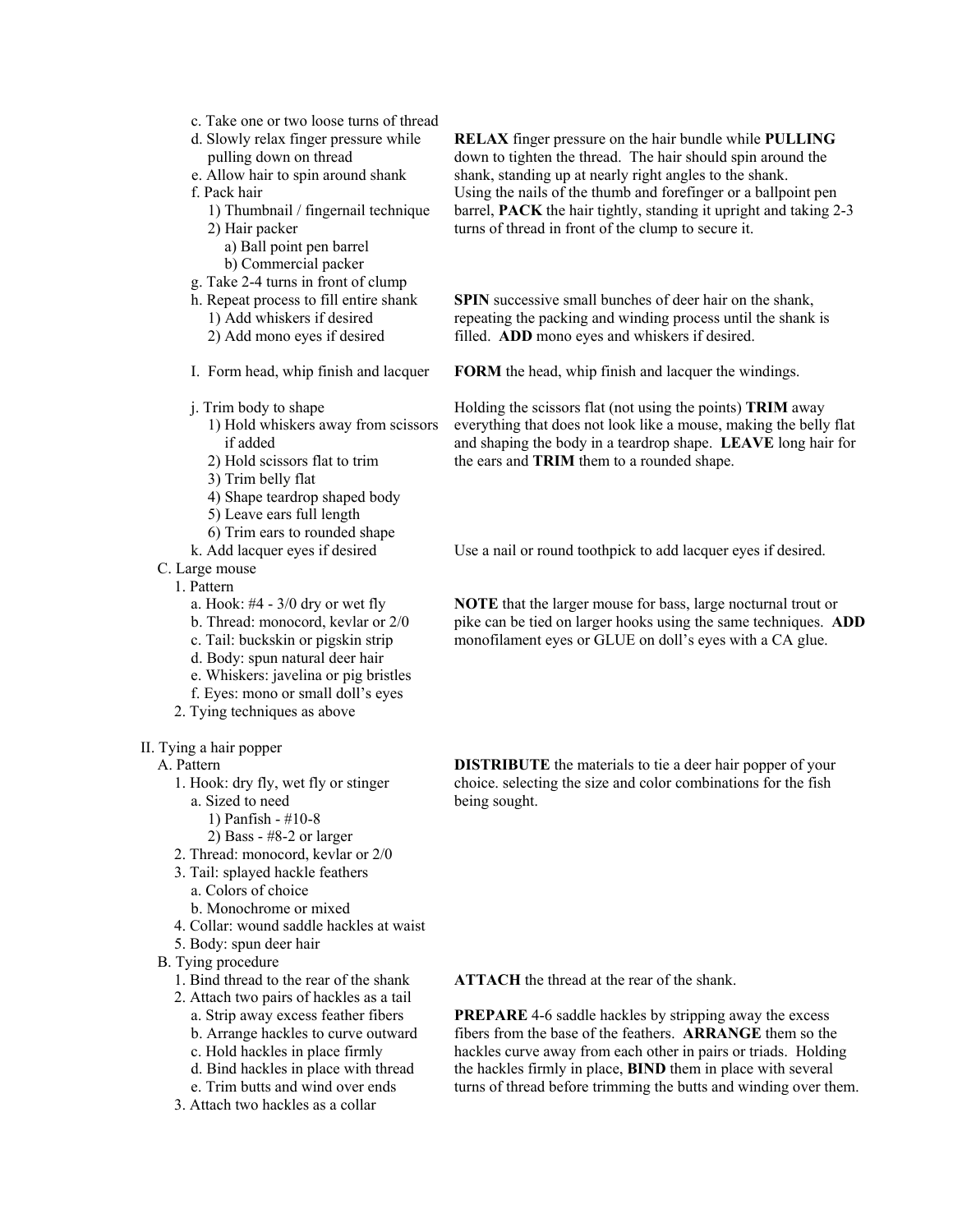c. Take one or two loose turns of thread

d. Slowly relax finger pressure while pulling down on thread

e. Allow hair to spin around shank

f. Pack hair

1) Thumbnail / fingernail technique

2) Hair packer

a) Ball point pen barrel

b) Commercial packer

**RELAX** finger pressure on the hair bundle while **PULLING** down to tighten the thread. The hair should spin around the shank, standing up at nearly right angles to the shank. Using the nails of the thumb and forefinger or a ballpoint pen barrel, **PACK** the hair tightly, standing it upright and taking 2-3 turns of thread in front of the clump to secure it.

g. Take 2-4 turns in front of clump

h. Repeat process to fill entire shank

1) Add whiskers if desired

2) Add mono eyes if desired

**SPIN** successive small bunches of deer hair on the shank, repeating the packing and winding process until the shank is filled. **ADD** mono eyes and whiskers if desired.

I. Form head, whip finish and lacquer

**FORM** the head, whip finish and lacquer the windings.

j. Trim body to shape

1) Hold whiskers away from scissors if added

2) Hold scissors flat to trim

3) Trim belly flat

4) Shape teardrop shaped body

5) Leave ears full length

6) Trim ears to rounded shape

Holding the scissors flat (not using the points) **TRIM** away everything that does not look like a mouse, making the belly flat and shaping the body in a teardrop shape. **LEAVE** long hair for the ears and **TRIM** them to a rounded shape.

k. Add lacquer eyes if desired

Use a nail or round toothpick to add lacquer eyes if desired.

C. Large mouse

1. Pattern

a. Hook: #4 - 3/0 dry or wet fly

b. Thread: monocord, kevlar or 2/0

c. Tail: buckskin or pigskin strip

d. Body: spun natural deer hair

e. Whiskers: javelina or pig bristles

f. Eyes: mono or small doll's eyes

2. Tying techniques as above

**NOTE** that the larger mouse for bass, large nocturnal trout or pike can be tied on larger hooks using the same techniques. **ADD** monofilament eyes or GLUE on doll's eyes with a CA glue.

II. Tying a hair popper

A. Pattern

1. Hook: dry fly, wet fly or stinger

a. Sized to need

1) Panfish - #10-8

2) Bass - #8-2 or larger

2. Thread: monocord, kevlar or 2/0

3. Tail: splayed hackle feathers

a. Colors of choice

b. Monochrome or mixed

4. Collar: wound saddle hackles at waist

5. Body: spun deer hair

**DISTRIBUTE** the materials to tie a deer hair popper of your choice. selecting the size and color combinations for the fish being sought.

B. Tying procedure

1. Bind thread to the rear of the shank

**ATTACH** the thread at the rear of the shank.

2. Attach two pairs of hackles as a tail

a. Strip away excess feather fibers

b. Arrange hackles to curve outward

c. Hold hackles in place firmly

d. Bind hackles in place with thread

e. Trim butts and wind over ends

**PREPARE** 4-6 saddle hackles by stripping away the excess fibers from the base of the feathers. **ARRANGE** them so the hackles curve away from each other in pairs or triads. Holding the hackles firmly in place, **BIND** them in place with several turns of thread before trimming the butts and winding over them.

3. Attach two hackles as a collar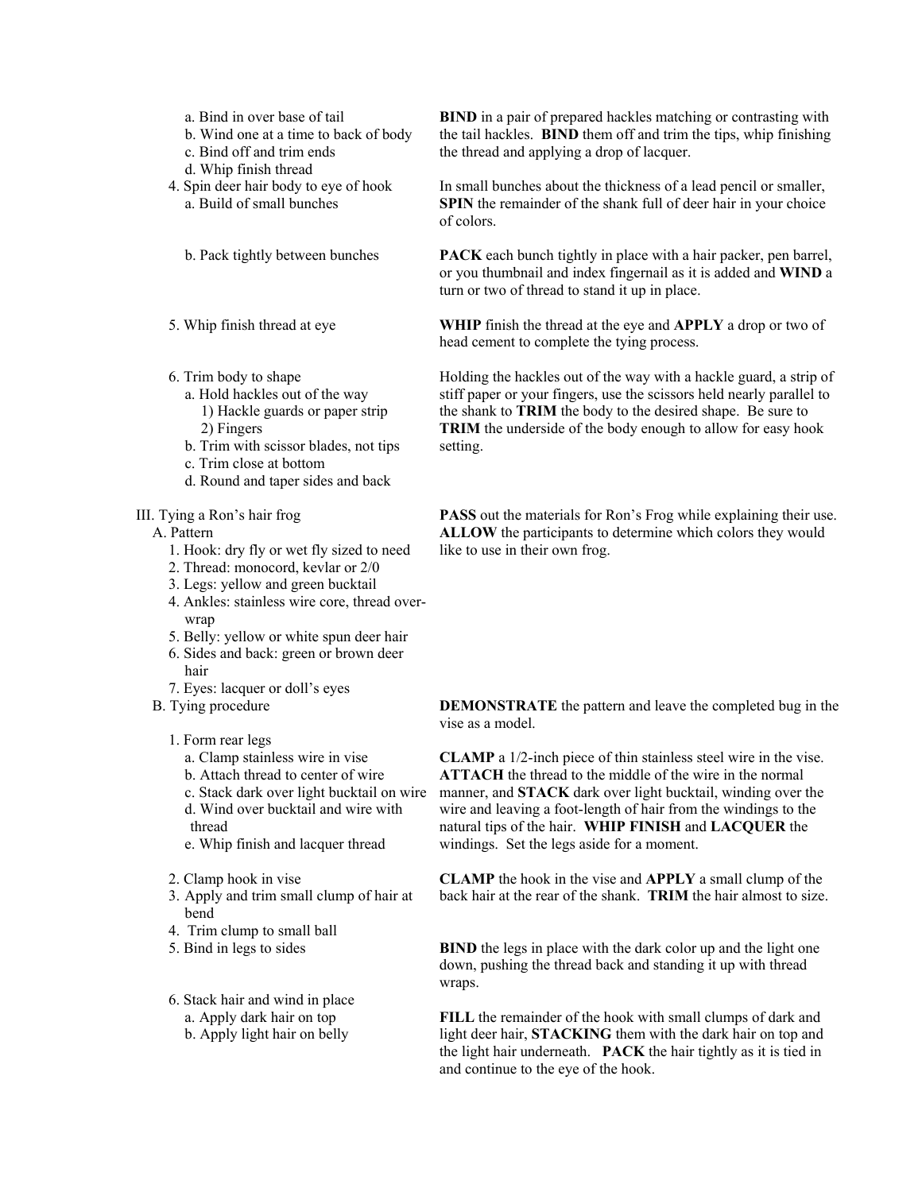| | |
|---|---|
| a. Bind in over base of tail<br>b. Wind one at a time to back of body<br>c. Bind off and trim ends<br>d. Whip finish thread | **BIND** in a pair of prepared hackles matching or contrasting with the tail hackles. **BIND** them off and trim the tips, whip finishing the thread and applying a drop of lacquer. |
| 4. Spin deer hair body to eye of hook<br>a. Build of small bunches | In small bunches about the thickness of a lead pencil or smaller, **SPIN** the remainder of the shank full of deer hair in your choice of colors. |
| b. Pack tightly between bunches | **PACK** each bunch tightly in place with a hair packer, pen barrel, or you thumbnail and index fingernail as it is added and **WIND** a turn or two of thread to stand it up in place. |
| 5. Whip finish thread at eye | **WHIP** finish the thread at the eye and **APPLY** a drop or two of head cement to complete the tying process. |
| 6. Trim body to shape<br>a. Hold hackles out of the way<br>1) Hackle guards or paper strip<br>2) Fingers<br>b. Trim with scissor blades, not tips<br>c. Trim close at bottom<br>d. Round and taper sides and back | Holding the hackles out of the way with a hackle guard, a strip of stiff paper or your fingers, use the scissors held nearly parallel to the shank to **TRIM** the body to the desired shape. Be sure to **TRIM** the underside of the body enough to allow for easy hook setting. |
| III. Tying a Ron's hair frog<br>A. Pattern<br>1. Hook: dry fly or wet fly sized to need<br>2. Thread: monocord, kevlar or 2/0<br>3. Legs: yellow and green bucktail<br>4. Ankles: stainless wire core, thread over-wrap<br>5. Belly: yellow or white spun deer hair<br>6. Sides and back: green or brown deer hair<br>7. Eyes: lacquer or doll's eyes | **PASS** out the materials for Ron's Frog while explaining their use. **ALLOW** the participants to determine which colors they would like to use in their own frog. |
| B. Tying procedure | **DEMONSTRATE** the pattern and leave the completed bug in the vise as a model. |
| 1. Form rear legs<br>a. Clamp stainless wire in vise<br>b. Attach thread to center of wire<br>c. Stack dark over light bucktail on wire<br>d. Wind over bucktail and wire with thread<br>e. Whip finish and lacquer thread | **CLAMP** a 1/2-inch piece of thin stainless steel wire in the vise. **ATTACH** the thread to the middle of the wire in the normal manner, and **STACK** dark over light bucktail, winding over the wire and leaving a foot-length of hair from the windings to the natural tips of the hair. **WHIP FINISH** and **LACQUER** the windings. Set the legs aside for a moment. |
| 2. Clamp hook in vise<br>3. Apply and trim small clump of hair at bend<br>4. Trim clump to small ball | **CLAMP** the hook in the vise and **APPLY** a small clump of the back hair at the rear of the shank. **TRIM** the hair almost to size. |
| 5. Bind in legs to sides | **BIND** the legs in place with the dark color up and the light one down, pushing the thread back and standing it up with thread wraps. |
| 6. Stack hair and wind in place<br>a. Apply dark hair on top<br>b. Apply light hair on belly | **FILL** the remainder of the hook with small clumps of dark and light deer hair, **STACKING** them with the dark hair on top and the light hair underneath. **PACK** the hair tightly as it is tied in and continue to the eye of the hook. |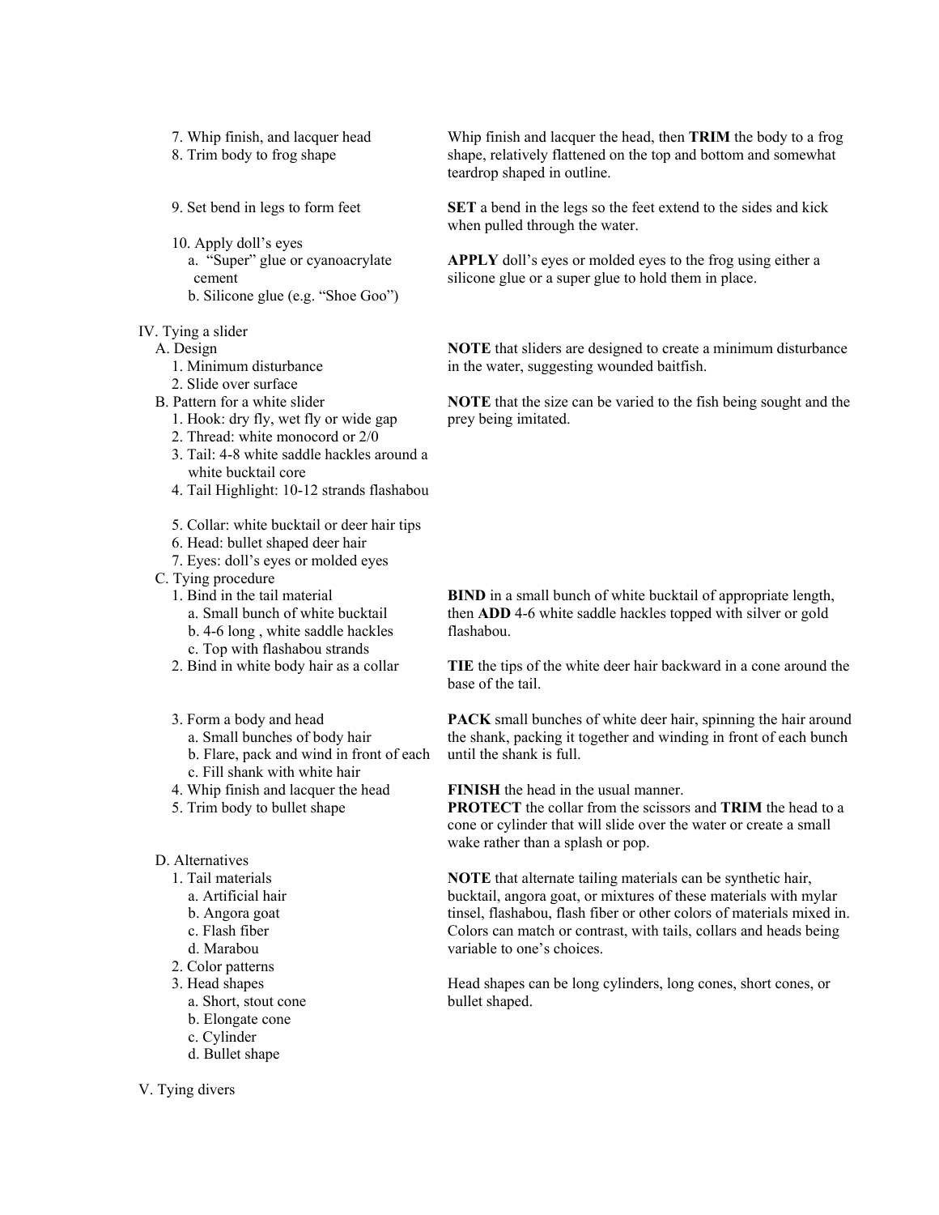7. Whip finish, and lacquer head
8. Trim body to frog shape

Whip finish and lacquer the head, then **TRIM** the body to a frog shape, relatively flattened on the top and bottom and somewhat teardrop shaped in outline.

9. Set bend in legs to form feet

**SET** a bend in the legs so the feet extend to the sides and kick when pulled through the water.

10. Apply doll's eyes
    a. "Super" glue or cyanoacrylate cement
    b. Silicone glue (e.g. "Shoe Goo")

**APPLY** doll's eyes or molded eyes to the frog using either a silicone glue or a super glue to hold them in place.

IV. Tying a slider

A. Design
1. Minimum disturbance
2. Slide over surface

**NOTE** that sliders are designed to create a minimum disturbance in the water, suggesting wounded baitfish.

B. Pattern for a white slider
1. Hook: dry fly, wet fly or wide gap
2. Thread: white monocord or 2/0
3. Tail: 4-8 white saddle hackles around a white bucktail core
4. Tail Highlight: 10-12 strands flashabou
5. Collar: white bucktail or deer hair tips
6. Head: bullet shaped deer hair
7. Eyes: doll's eyes or molded eyes

**NOTE** that the size can be varied to the fish being sought and the prey being imitated.

C. Tying procedure
1. Bind in the tail material
    a. Small bunch of white bucktail
    b. 4-6 long , white saddle hackles
    c. Top with flashabou strands

**BIND** in a small bunch of white bucktail of appropriate length, then **ADD** 4-6 white saddle hackles topped with silver or gold flashabou.

2. Bind in white body hair as a collar

**TIE** the tips of the white deer hair backward in a cone around the base of the tail.

3. Form a body and head
    a. Small bunches of body hair
    b. Flare, pack and wind in front of each
    c. Fill shank with white hair

**PACK** small bunches of white deer hair, spinning the hair around the shank, packing it together and winding in front of each bunch until the shank is full.

4. Whip finish and lacquer the head

**FINISH** the head in the usual manner.

5. Trim body to bullet shape

**PROTECT** the collar from the scissors and **TRIM** the head to a cone or cylinder that will slide over the water or create a small wake rather than a splash or pop.

D. Alternatives
1. Tail materials
    a. Artificial hair
    b. Angora goat
    c. Flash fiber
    d. Marabou
2. Color patterns

**NOTE** that alternate tailing materials can be synthetic hair, bucktail, angora goat, or mixtures of these materials with mylar tinsel, flashabou, flash fiber or other colors of materials mixed in. Colors can match or contrast, with tails, collars and heads being variable to one's choices.

3. Head shapes
    a. Short, stout cone
    b. Elongate cone
    c. Cylinder
    d. Bullet shape

Head shapes can be long cylinders, long cones, short cones, or bullet shaped.

V. Tying divers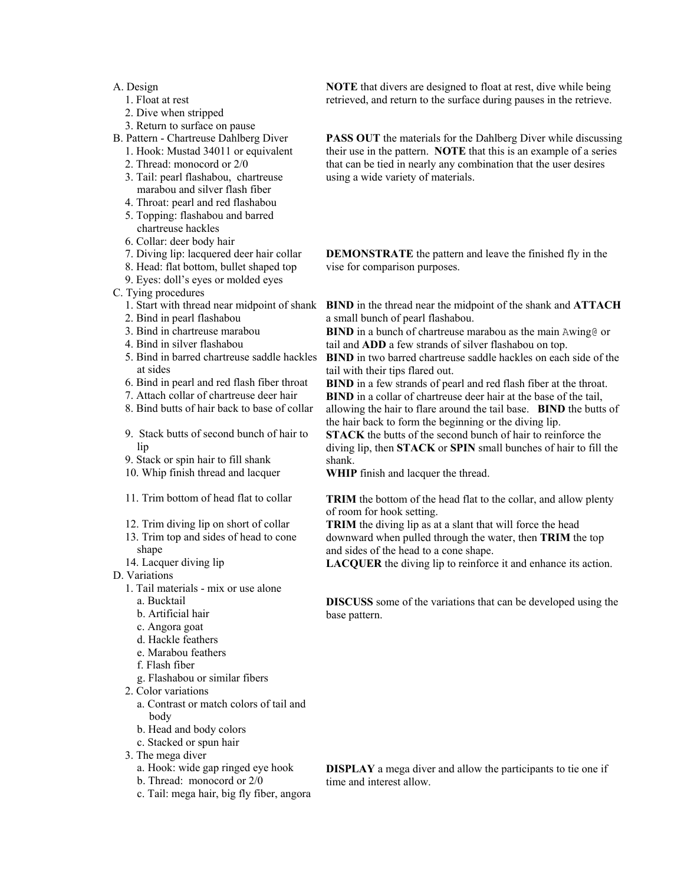A. Design
   1. Float at rest
   2. Dive when stripped
   3. Return to surface on pause

**NOTE** that divers are designed to float at rest, dive while being retrieved, and return to the surface during pauses in the retrieve.

B. Pattern - Chartreuse Dahlberg Diver
   1. Hook: Mustad 34011 or equivalent
   2. Thread: monocord or 2/0
   3. Tail: pearl flashabou, chartreuse marabou and silver flash fiber
   4. Throat: pearl and red flashabou
   5. Topping: flashabou and barred chartreuse hackles
   6. Collar: deer body hair
   7. Diving lip: lacquered deer hair collar
   8. Head: flat bottom, bullet shaped top
   9. Eyes: doll's eyes or molded eyes

**PASS OUT** the materials for the Dahlberg Diver while discussing their use in the pattern. **NOTE** that this is an example of a series that can be tied in nearly any combination that the user desires using a wide variety of materials.

**DEMONSTRATE** the pattern and leave the finished fly in the vise for comparison purposes.

C. Tying procedures
   1. Start with thread near midpoint of shank
   2. Bind in pearl flashabou
   3. Bind in chartreuse marabou
   4. Bind in silver flashabou
   5. Bind in barred chartreuse saddle hackles at sides
   6. Bind in pearl and red flash fiber throat
   7. Attach collar of chartreuse deer hair
   8. Bind butts of hair back to base of collar
   9. Stack butts of second bunch of hair to lip
   9. Stack or spin hair to fill shank
   10. Whip finish thread and lacquer
   11. Trim bottom of head flat to collar
   12. Trim diving lip on short of collar
   13. Trim top and sides of head to cone shape
   14. Lacquer diving lip

**BIND** in the thread near the midpoint of the shank and **ATTACH** a small bunch of pearl flashabou.
**BIND** in a bunch of chartreuse marabou as the main Awing@ or tail and **ADD** a few strands of silver flashabou on top.
**BIND** in two barred chartreuse saddle hackles on each side of the tail with their tips flared out.
**BIND** in a few strands of pearl and red flash fiber at the throat.
**BIND** in a collar of chartreuse deer hair at the base of the tail, allowing the hair to flare around the tail base. **BIND** the butts of the hair back to form the beginning or the diving lip.
**STACK** the butts of the second bunch of hair to reinforce the diving lip, then **STACK** or **SPIN** small bunches of hair to fill the shank.
**WHIP** finish and lacquer the thread.

**TRIM** the bottom of the head flat to the collar, and allow plenty of room for hook setting.
**TRIM** the diving lip as at a slant that will force the head downward when pulled through the water, then **TRIM** the top and sides of the head to a cone shape.
**LACQUER** the diving lip to reinforce it and enhance its action.

D. Variations
   1. Tail materials - mix or use alone
      a. Bucktail
      b. Artificial hair
      c. Angora goat
      d. Hackle feathers
      e. Marabou feathers
      f. Flash fiber
      g. Flashabou or similar fibers
   2. Color variations
      a. Contrast or match colors of tail and body
      b. Head and body colors
      c. Stacked or spun hair

**DISCUSS** some of the variations that can be developed using the base pattern.

   3. The mega diver
      a. Hook: wide gap ringed eye hook
      b. Thread: monocord or 2/0
      c. Tail: mega hair, big fly fiber, angora

**DISPLAY** a mega diver and allow the participants to tie one if time and interest allow.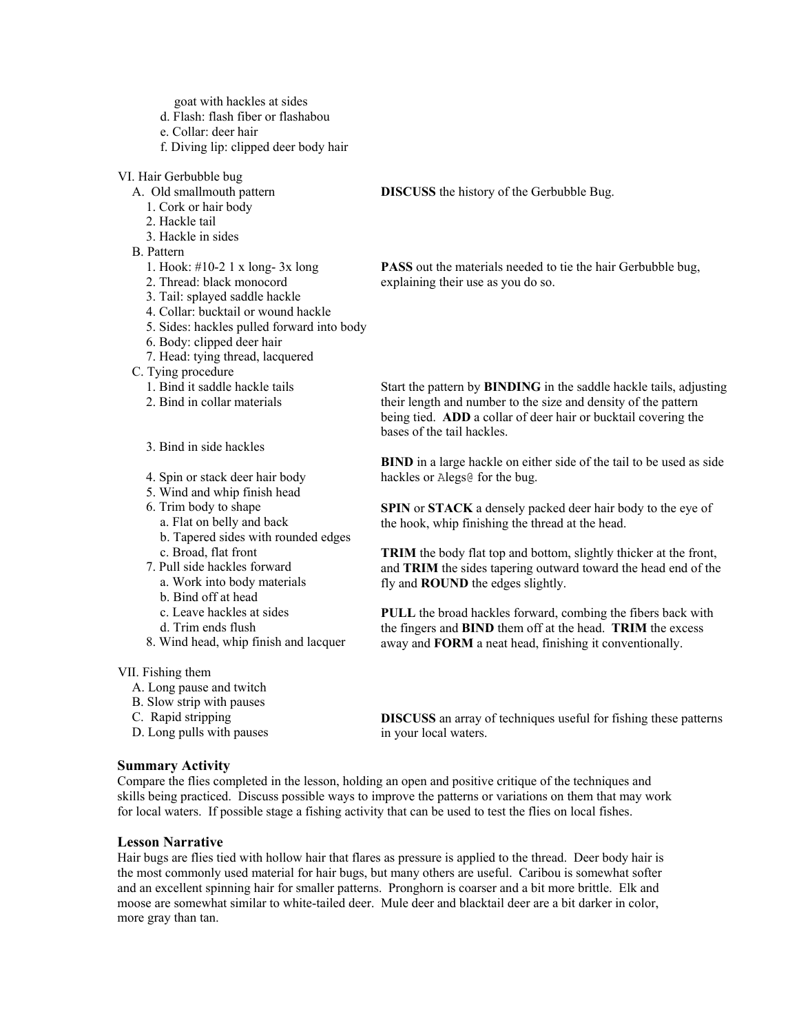goat with hackles at sides
d. Flash: flash fiber or flashabou
e. Collar: deer hair
f. Diving lip: clipped deer body hair

VI. Hair Gerbubble bug

A. Old smallmouth pattern
1. Cork or hair body
2. Hackle tail
3. Hackle in sides

**DISCUSS** the history of the Gerbubble Bug.

B. Pattern
1. Hook: #10-2 1 x long- 3x long
2. Thread: black monocord
3. Tail: splayed saddle hackle
4. Collar: bucktail or wound hackle
5. Sides: hackles pulled forward into body
6. Body: clipped deer hair
7. Head: tying thread, lacquered

**PASS** out the materials needed to tie the hair Gerbubble bug, explaining their use as you do so.

C. Tying procedure
1. Bind it saddle hackle tails
2. Bind in collar materials

Start the pattern by **BINDING** in the saddle hackle tails, adjusting their length and number to the size and density of the pattern being tied. **ADD** a collar of deer hair or bucktail covering the bases of the tail hackles.

3. Bind in side hackles

**BIND** in a large hackle on either side of the tail to be used as side hackles or Alegs@ for the bug.

4. Spin or stack deer hair body
5. Wind and whip finish head

**SPIN** or **STACK** a densely packed deer hair body to the eye of the hook, whip finishing the thread at the head.

6. Trim body to shape
a. Flat on belly and back
b. Tapered sides with rounded edges
c. Broad, flat front

**TRIM** the body flat top and bottom, slightly thicker at the front, and **TRIM** the sides tapering outward toward the head end of the fly and **ROUND** the edges slightly.

7. Pull side hackles forward
a. Work into body materials
b. Bind off at head
c. Leave hackles at sides
d. Trim ends flush
8. Wind head, whip finish and lacquer

**PULL** the broad hackles forward, combing the fibers back with the fingers and **BIND** them off at the head. **TRIM** the excess away and **FORM** a neat head, finishing it conventionally.

VII. Fishing them

A. Long pause and twitch
B. Slow strip with pauses
C. Rapid stripping
D. Long pulls with pauses

**DISCUSS** an array of techniques useful for fishing these patterns in your local waters.

### Summary Activity

Compare the flies completed in the lesson, holding an open and positive critique of the techniques and skills being practiced. Discuss possible ways to improve the patterns or variations on them that may work for local waters. If possible stage a fishing activity that can be used to test the flies on local fishes.

### Lesson Narrative

Hair bugs are flies tied with hollow hair that flares as pressure is applied to the thread. Deer body hair is the most commonly used material for hair bugs, but many others are useful. Caribou is somewhat softer and an excellent spinning hair for smaller patterns. Pronghorn is coarser and a bit more brittle. Elk and moose are somewhat similar to white-tailed deer. Mule deer and blacktail deer are a bit darker in color, more gray than tan.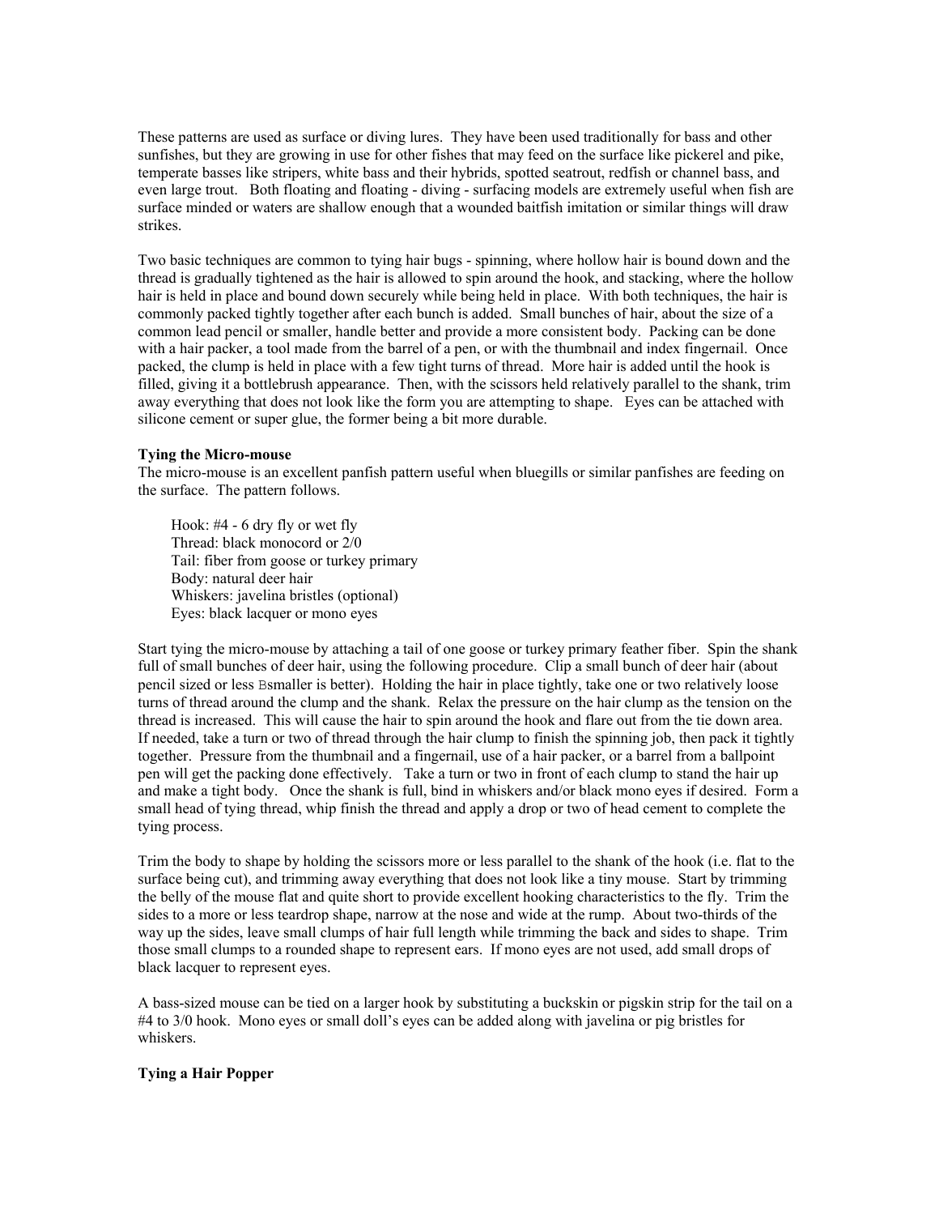These patterns are used as surface or diving lures. They have been used traditionally for bass and other sunfishes, but they are growing in use for other fishes that may feed on the surface like pickerel and pike, temperate basses like stripers, white bass and their hybrids, spotted seatrout, redfish or channel bass, and even large trout. Both floating and floating - diving - surfacing models are extremely useful when fish are surface minded or waters are shallow enough that a wounded baitfish imitation or similar things will draw strikes.

Two basic techniques are common to tying hair bugs - spinning, where hollow hair is bound down and the thread is gradually tightened as the hair is allowed to spin around the hook, and stacking, where the hollow hair is held in place and bound down securely while being held in place. With both techniques, the hair is commonly packed tightly together after each bunch is added. Small bunches of hair, about the size of a common lead pencil or smaller, handle better and provide a more consistent body. Packing can be done with a hair packer, a tool made from the barrel of a pen, or with the thumbnail and index fingernail. Once packed, the clump is held in place with a few tight turns of thread. More hair is added until the hook is filled, giving it a bottlebrush appearance. Then, with the scissors held relatively parallel to the shank, trim away everything that does not look like the form you are attempting to shape. Eyes can be attached with silicone cement or super glue, the former being a bit more durable.

**Tying the Micro-mouse**

The micro-mouse is an excellent panfish pattern useful when bluegills or similar panfishes are feeding on the surface. The pattern follows.

Hook: #4 - 6 dry fly or wet fly
Thread: black monocord or 2/0
Tail: fiber from goose or turkey primary
Body: natural deer hair
Whiskers: javelina bristles (optional)
Eyes: black lacquer or mono eyes

Start tying the micro-mouse by attaching a tail of one goose or turkey primary feather fiber. Spin the shank full of small bunches of deer hair, using the following procedure. Clip a small bunch of deer hair (about pencil sized or less Bsmaller is better). Holding the hair in place tightly, take one or two relatively loose turns of thread around the clump and the shank. Relax the pressure on the hair clump as the tension on the thread is increased. This will cause the hair to spin around the hook and flare out from the tie down area. If needed, take a turn or two of thread through the hair clump to finish the spinning job, then pack it tightly together. Pressure from the thumbnail and a fingernail, use of a hair packer, or a barrel from a ballpoint pen will get the packing done effectively. Take a turn or two in front of each clump to stand the hair up and make a tight body. Once the shank is full, bind in whiskers and/or black mono eyes if desired. Form a small head of tying thread, whip finish the thread and apply a drop or two of head cement to complete the tying process.

Trim the body to shape by holding the scissors more or less parallel to the shank of the hook (i.e. flat to the surface being cut), and trimming away everything that does not look like a tiny mouse. Start by trimming the belly of the mouse flat and quite short to provide excellent hooking characteristics to the fly. Trim the sides to a more or less teardrop shape, narrow at the nose and wide at the rump. About two-thirds of the way up the sides, leave small clumps of hair full length while trimming the back and sides to shape. Trim those small clumps to a rounded shape to represent ears. If mono eyes are not used, add small drops of black lacquer to represent eyes.

A bass-sized mouse can be tied on a larger hook by substituting a buckskin or pigskin strip for the tail on a #4 to 3/0 hook. Mono eyes or small doll's eyes can be added along with javelina or pig bristles for whiskers.

**Tying a Hair Popper**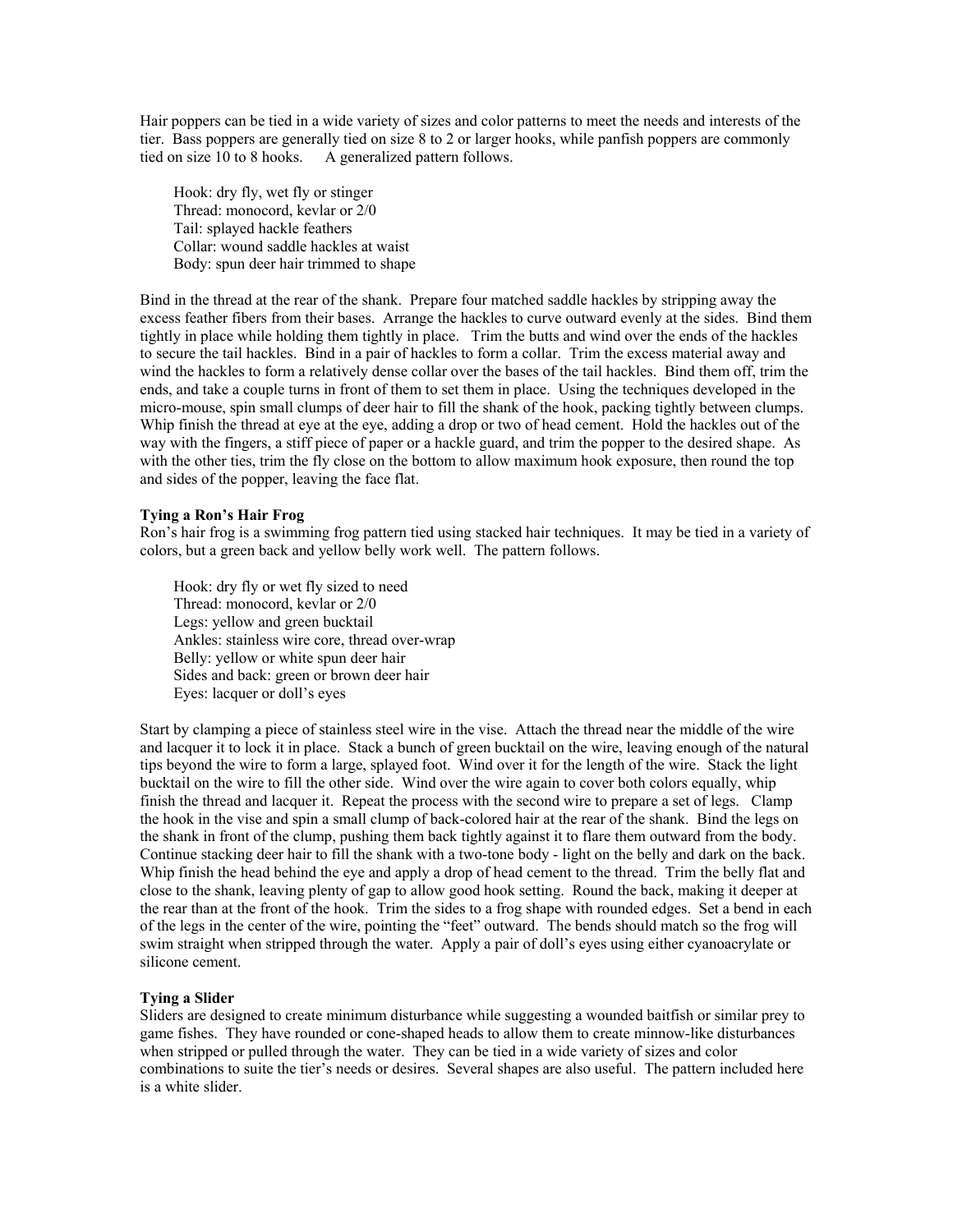Hair poppers can be tied in a wide variety of sizes and color patterns to meet the needs and interests of the tier. Bass poppers are generally tied on size 8 to 2 or larger hooks, while panfish poppers are commonly tied on size 10 to 8 hooks. A generalized pattern follows.

Hook: dry fly, wet fly or stinger
Thread: monocord, kevlar or 2/0
Tail: splayed hackle feathers
Collar: wound saddle hackles at waist
Body: spun deer hair trimmed to shape

Bind in the thread at the rear of the shank. Prepare four matched saddle hackles by stripping away the excess feather fibers from their bases. Arrange the hackles to curve outward evenly at the sides. Bind them tightly in place while holding them tightly in place. Trim the butts and wind over the ends of the hackles to secure the tail hackles. Bind in a pair of hackles to form a collar. Trim the excess material away and wind the hackles to form a relatively dense collar over the bases of the tail hackles. Bind them off, trim the ends, and take a couple turns in front of them to set them in place. Using the techniques developed in the micro-mouse, spin small clumps of deer hair to fill the shank of the hook, packing tightly between clumps. Whip finish the thread at eye at the eye, adding a drop or two of head cement. Hold the hackles out of the way with the fingers, a stiff piece of paper or a hackle guard, and trim the popper to the desired shape. As with the other ties, trim the fly close on the bottom to allow maximum hook exposure, then round the top and sides of the popper, leaving the face flat.

**Tying a Ron's Hair Frog**

Ron's hair frog is a swimming frog pattern tied using stacked hair techniques. It may be tied in a variety of colors, but a green back and yellow belly work well. The pattern follows.

Hook: dry fly or wet fly sized to need
Thread: monocord, kevlar or 2/0
Legs: yellow and green bucktail
Ankles: stainless wire core, thread over-wrap
Belly: yellow or white spun deer hair
Sides and back: green or brown deer hair
Eyes: lacquer or doll's eyes

Start by clamping a piece of stainless steel wire in the vise. Attach the thread near the middle of the wire and lacquer it to lock it in place. Stack a bunch of green bucktail on the wire, leaving enough of the natural tips beyond the wire to form a large, splayed foot. Wind over it for the length of the wire. Stack the light bucktail on the wire to fill the other side. Wind over the wire again to cover both colors equally, whip finish the thread and lacquer it. Repeat the process with the second wire to prepare a set of legs. Clamp the hook in the vise and spin a small clump of back-colored hair at the rear of the shank. Bind the legs on the shank in front of the clump, pushing them back tightly against it to flare them outward from the body. Continue stacking deer hair to fill the shank with a two-tone body - light on the belly and dark on the back. Whip finish the head behind the eye and apply a drop of head cement to the thread. Trim the belly flat and close to the shank, leaving plenty of gap to allow good hook setting. Round the back, making it deeper at the rear than at the front of the hook. Trim the sides to a frog shape with rounded edges. Set a bend in each of the legs in the center of the wire, pointing the "feet" outward. The bends should match so the frog will swim straight when stripped through the water. Apply a pair of doll's eyes using either cyanoacrylate or silicone cement.

**Tying a Slider**

Sliders are designed to create minimum disturbance while suggesting a wounded baitfish or similar prey to game fishes. They have rounded or cone-shaped heads to allow them to create minnow-like disturbances when stripped or pulled through the water. They can be tied in a wide variety of sizes and color combinations to suite the tier's needs or desires. Several shapes are also useful. The pattern included here is a white slider.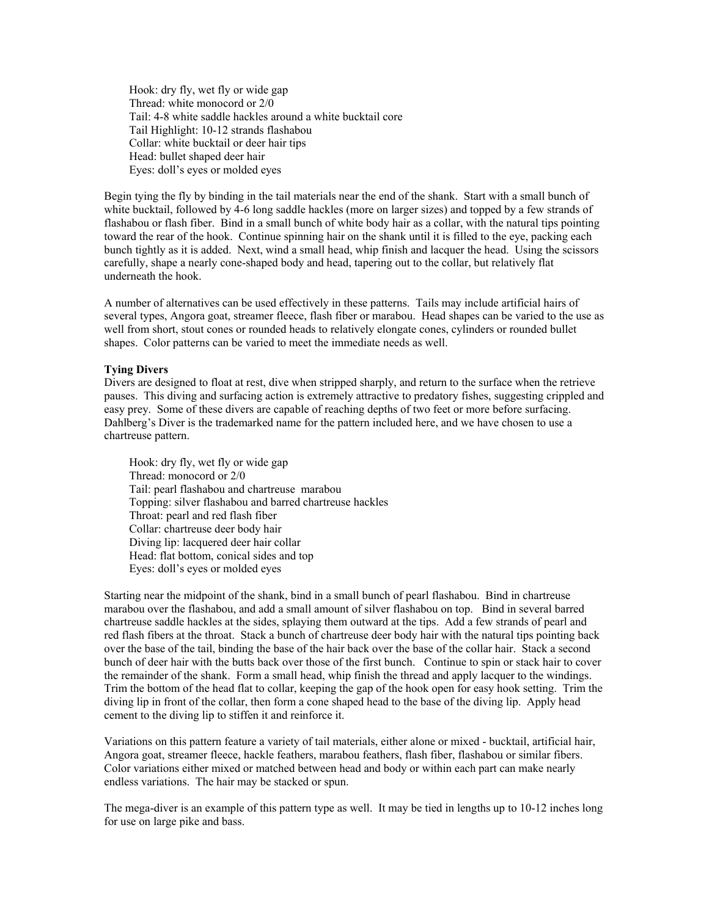Hook: dry fly, wet fly or wide gap
Thread: white monocord or 2/0
Tail: 4-8 white saddle hackles around a white bucktail core
Tail Highlight: 10-12 strands flashabou
Collar: white bucktail or deer hair tips
Head: bullet shaped deer hair
Eyes: doll's eyes or molded eyes

Begin tying the fly by binding in the tail materials near the end of the shank. Start with a small bunch of white bucktail, followed by 4-6 long saddle hackles (more on larger sizes) and topped by a few strands of flashabou or flash fiber. Bind in a small bunch of white body hair as a collar, with the natural tips pointing toward the rear of the hook. Continue spinning hair on the shank until it is filled to the eye, packing each bunch tightly as it is added. Next, wind a small head, whip finish and lacquer the head. Using the scissors carefully, shape a nearly cone-shaped body and head, tapering out to the collar, but relatively flat underneath the hook.

A number of alternatives can be used effectively in these patterns. Tails may include artificial hairs of several types, Angora goat, streamer fleece, flash fiber or marabou. Head shapes can be varied to the use as well from short, stout cones or rounded heads to relatively elongate cones, cylinders or rounded bullet shapes. Color patterns can be varied to meet the immediate needs as well.

**Tying Divers**

Divers are designed to float at rest, dive when stripped sharply, and return to the surface when the retrieve pauses. This diving and surfacing action is extremely attractive to predatory fishes, suggesting crippled and easy prey. Some of these divers are capable of reaching depths of two feet or more before surfacing. Dahlberg's Diver is the trademarked name for the pattern included here, and we have chosen to use a chartreuse pattern.

Hook: dry fly, wet fly or wide gap
Thread: monocord or 2/0
Tail: pearl flashabou and chartreuse marabou
Topping: silver flashabou and barred chartreuse hackles
Throat: pearl and red flash fiber
Collar: chartreuse deer body hair
Diving lip: lacquered deer hair collar
Head: flat bottom, conical sides and top
Eyes: doll's eyes or molded eyes

Starting near the midpoint of the shank, bind in a small bunch of pearl flashabou. Bind in chartreuse marabou over the flashabou, and add a small amount of silver flashabou on top. Bind in several barred chartreuse saddle hackles at the sides, splaying them outward at the tips. Add a few strands of pearl and red flash fibers at the throat. Stack a bunch of chartreuse deer body hair with the natural tips pointing back over the base of the tail, binding the base of the hair back over the base of the collar hair. Stack a second bunch of deer hair with the butts back over those of the first bunch. Continue to spin or stack hair to cover the remainder of the shank. Form a small head, whip finish the thread and apply lacquer to the windings. Trim the bottom of the head flat to collar, keeping the gap of the hook open for easy hook setting. Trim the diving lip in front of the collar, then form a cone shaped head to the base of the diving lip. Apply head cement to the diving lip to stiffen it and reinforce it.

Variations on this pattern feature a variety of tail materials, either alone or mixed - bucktail, artificial hair, Angora goat, streamer fleece, hackle feathers, marabou feathers, flash fiber, flashabou or similar fibers. Color variations either mixed or matched between head and body or within each part can make nearly endless variations. The hair may be stacked or spun.

The mega-diver is an example of this pattern type as well. It may be tied in lengths up to 10-12 inches long for use on large pike and bass.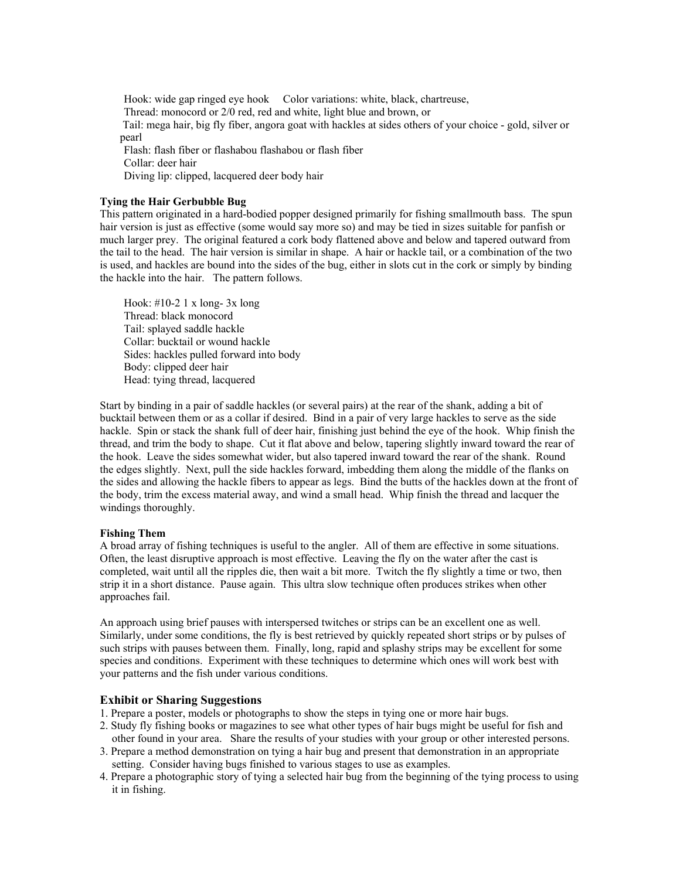Hook: wide gap ringed eye hook     Color variations: white, black, chartreuse,
Thread: monocord or 2/0 red, red and white, light blue and brown, or
Tail: mega hair, big fly fiber, angora goat with hackles at sides others of your choice - gold, silver or pearl
Flash: flash fiber or flashabou flashabou or flash fiber
Collar: deer hair
Diving lip: clipped, lacquered deer body hair

**Tying the Hair Gerbubble Bug**
This pattern originated in a hard-bodied popper designed primarily for fishing smallmouth bass. The spun hair version is just as effective (some would say more so) and may be tied in sizes suitable for panfish or much larger prey. The original featured a cork body flattened above and below and tapered outward from the tail to the head. The hair version is similar in shape. A hair or hackle tail, or a combination of the two is used, and hackles are bound into the sides of the bug, either in slots cut in the cork or simply by binding the hackle into the hair. The pattern follows.

Hook: #10-2 1 x long- 3x long
Thread: black monocord
Tail: splayed saddle hackle
Collar: bucktail or wound hackle
Sides: hackles pulled forward into body
Body: clipped deer hair
Head: tying thread, lacquered

Start by binding in a pair of saddle hackles (or several pairs) at the rear of the shank, adding a bit of bucktail between them or as a collar if desired. Bind in a pair of very large hackles to serve as the side hackle. Spin or stack the shank full of deer hair, finishing just behind the eye of the hook. Whip finish the thread, and trim the body to shape. Cut it flat above and below, tapering slightly inward toward the rear of the hook. Leave the sides somewhat wider, but also tapered inward toward the rear of the shank. Round the edges slightly. Next, pull the side hackles forward, imbedding them along the middle of the flanks on the sides and allowing the hackle fibers to appear as legs. Bind the butts of the hackles down at the front of the body, trim the excess material away, and wind a small head. Whip finish the thread and lacquer the windings thoroughly.

**Fishing Them**
A broad array of fishing techniques is useful to the angler. All of them are effective in some situations. Often, the least disruptive approach is most effective. Leaving the fly on the water after the cast is completed, wait until all the ripples die, then wait a bit more. Twitch the fly slightly a time or two, then strip it in a short distance. Pause again. This ultra slow technique often produces strikes when other approaches fail.

An approach using brief pauses with interspersed twitches or strips can be an excellent one as well. Similarly, under some conditions, the fly is best retrieved by quickly repeated short strips or by pulses of such strips with pauses between them. Finally, long, rapid and splashy strips may be excellent for some species and conditions. Experiment with these techniques to determine which ones will work best with your patterns and the fish under various conditions.

## Exhibit or Sharing Suggestions

1. Prepare a poster, models or photographs to show the steps in tying one or more hair bugs.
2. Study fly fishing books or magazines to see what other types of hair bugs might be useful for fish and other found in your area. Share the results of your studies with your group or other interested persons.
3. Prepare a method demonstration on tying a hair bug and present that demonstration in an appropriate setting. Consider having bugs finished to various stages to use as examples.
4. Prepare a photographic story of tying a selected hair bug from the beginning of the tying process to using it in fishing.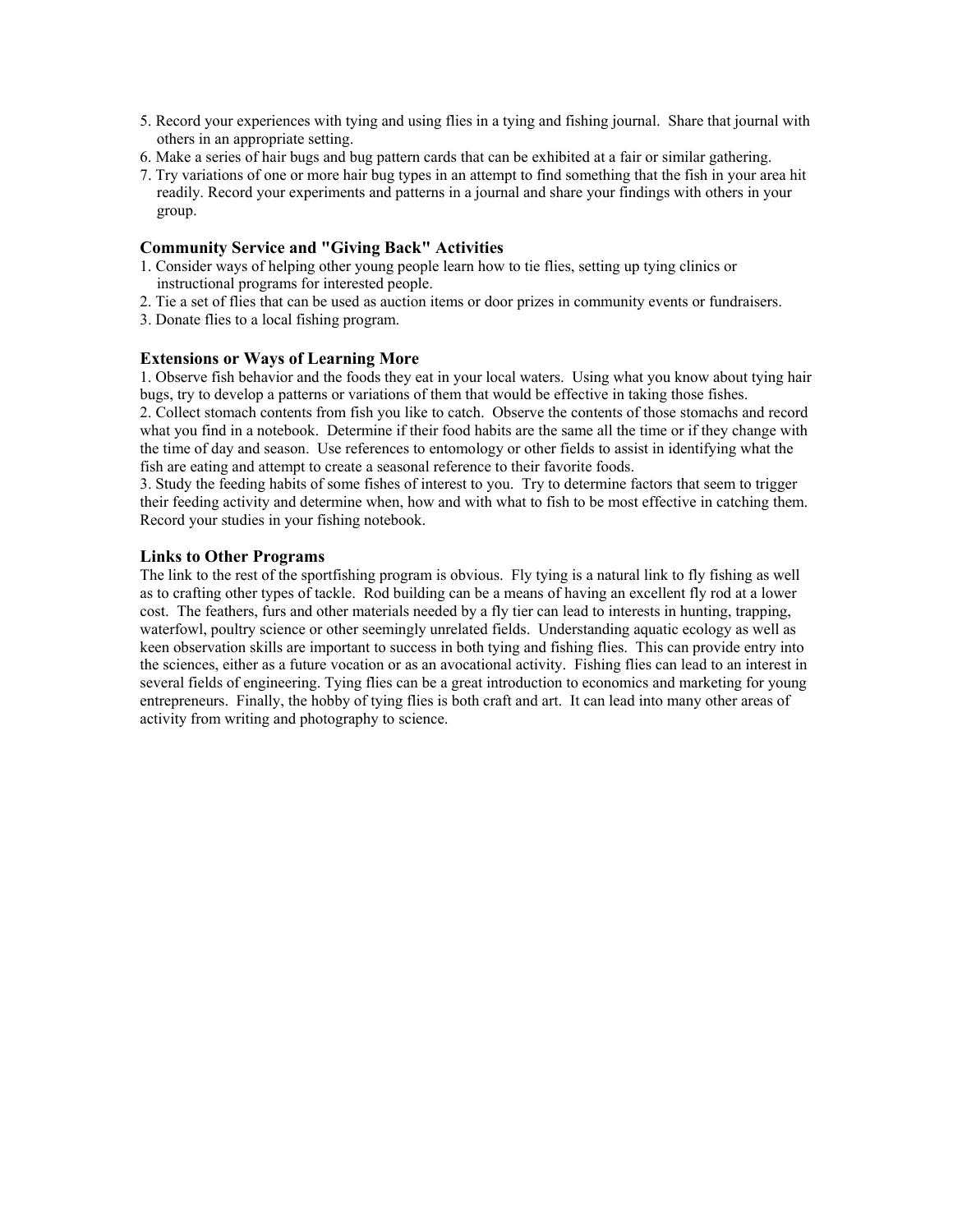5. Record your experiences with tying and using flies in a tying and fishing journal. Share that journal with others in an appropriate setting.
6. Make a series of hair bugs and bug pattern cards that can be exhibited at a fair or similar gathering.
7. Try variations of one or more hair bug types in an attempt to find something that the fish in your area hit readily. Record your experiments and patterns in a journal and share your findings with others in your group.

### Community Service and "Giving Back" Activities

1. Consider ways of helping other young people learn how to tie flies, setting up tying clinics or instructional programs for interested people.
2. Tie a set of flies that can be used as auction items or door prizes in community events or fundraisers.
3. Donate flies to a local fishing program.

### Extensions or Ways of Learning More

1. Observe fish behavior and the foods they eat in your local waters. Using what you know about tying hair bugs, try to develop a patterns or variations of them that would be effective in taking those fishes.
2. Collect stomach contents from fish you like to catch. Observe the contents of those stomachs and record what you find in a notebook. Determine if their food habits are the same all the time or if they change with the time of day and season. Use references to entomology or other fields to assist in identifying what the fish are eating and attempt to create a seasonal reference to their favorite foods.
3. Study the feeding habits of some fishes of interest to you. Try to determine factors that seem to trigger their feeding activity and determine when, how and with what to fish to be most effective in catching them. Record your studies in your fishing notebook.

### Links to Other Programs

The link to the rest of the sportfishing program is obvious. Fly tying is a natural link to fly fishing as well as to crafting other types of tackle. Rod building can be a means of having an excellent fly rod at a lower cost. The feathers, furs and other materials needed by a fly tier can lead to interests in hunting, trapping, waterfowl, poultry science or other seemingly unrelated fields. Understanding aquatic ecology as well as keen observation skills are important to success in both tying and fishing flies. This can provide entry into the sciences, either as a future vocation or as an avocational activity. Fishing flies can lead to an interest in several fields of engineering. Tying flies can be a great introduction to economics and marketing for young entrepreneurs. Finally, the hobby of tying flies is both craft and art. It can lead into many other areas of activity from writing and photography to science.